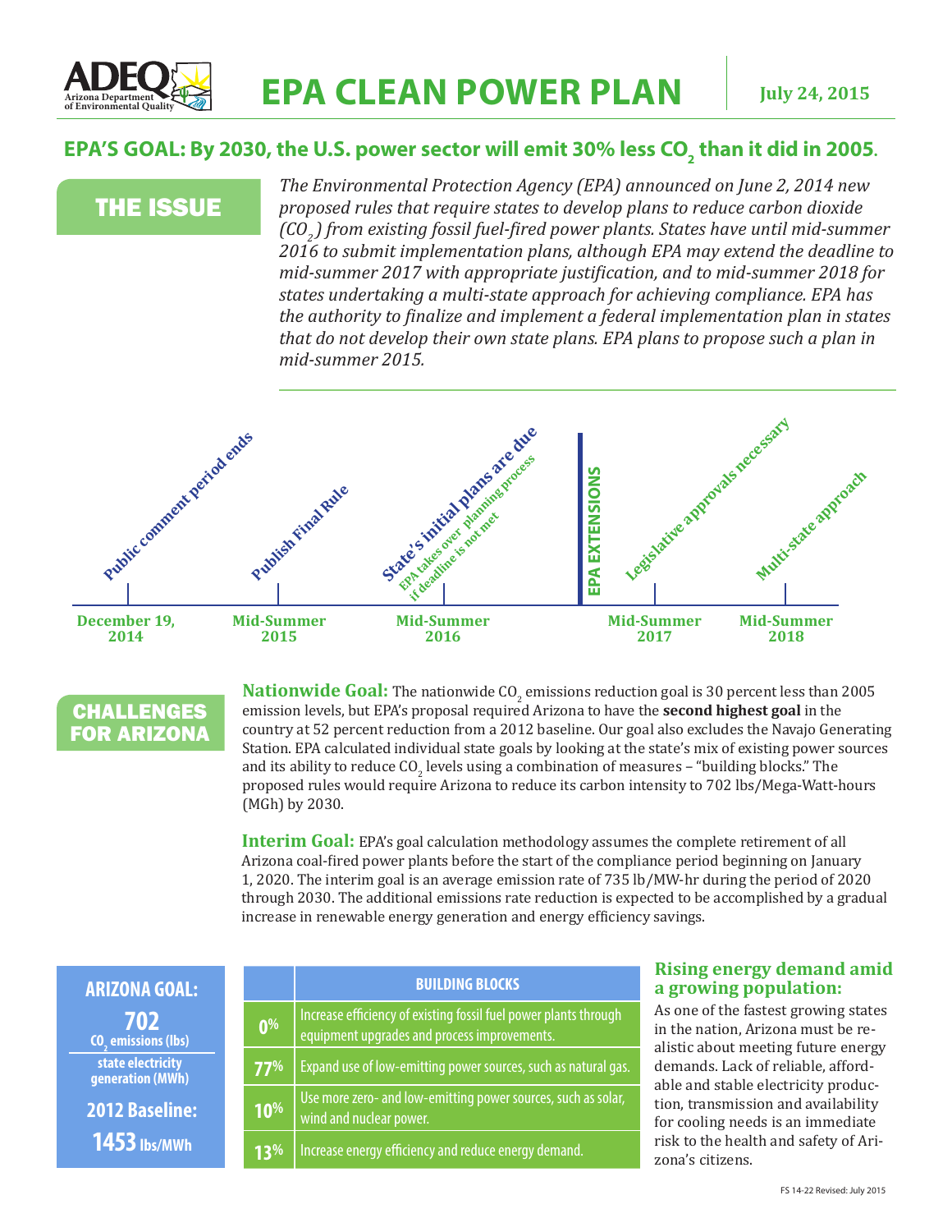# EPA CLEAN POWER PLAN

**July 24, 2015**

## EPA'S GOAL: By 2030, the U.S. power sector will emit 30% less $CO_2$ than it did in 2005.

## THE ISSUE

*The Environmental Protection Agency (EPA) announced on June 2, 2014 new proposed rules that require states to develop plans to reduce carbon dioxide ($CO_2$) from existing fossil fuel-fired power plants. States have until mid-summer 2016 to submit implementation plans, although EPA may extend the deadline to mid-summer 2017 with appropriate justification, and to mid-summer 2018 for states undertaking a multi-state approach for achieving compliance. EPA has the authority to finalize and implement a federal implementation plan in states that do not develop their own state plans. EPA plans to propose such a plan in mid-summer 2015.*

- **December 19, 2014** – Public comment period ends
- **Mid-Summer 2015** – Publish Final Rule
- **Mid-Summer 2016** – State's initial plans are due (EPA takes over planning process if deadline is not met)
- **EPA EXTENSIONS**
- **Mid-Summer 2017** – Legislative approvals necessary
- **Mid-Summer 2018** – Multi-state approach

## CHALLENGES FOR ARIZONA

**Nationwide Goal:** The nationwide $CO_2$ emissions reduction goal is 30 percent less than 2005 emission levels, but EPA's proposal required Arizona to have the **second highest goal** in the country at 52 percent reduction from a 2012 baseline. Our goal also excludes the Navajo Generating Station. EPA calculated individual state goals by looking at the state's mix of existing power sources and its ability to reduce $CO_2$ levels using a combination of measures – "building blocks." The proposed rules would require Arizona to reduce its carbon intensity to 702 lbs/Mega-Watt-hours (MGh) by 2030.

**Interim Goal:** EPA's goal calculation methodology assumes the complete retirement of all Arizona coal-fired power plants before the start of the compliance period beginning on January 1, 2020. The interim goal is an average emission rate of 735 lb/MW-hr during the period of 2020 through 2030. The additional emissions rate reduction is expected to be accomplished by a gradual increase in renewable energy generation and energy efficiency savings.

**ARIZONA GOAL:**

**702** $CO_2$ emissions (lbs) / state electricity generation (MWh)

**2012 Baseline: 1453 lbs/MWh**

| | BUILDING BLOCKS |
|---|---|
| 0% | Increase efficiency of existing fossil fuel power plants through equipment upgrades and process improvements. |
| 77% | Expand use of low-emitting power sources, such as natural gas. |
| 10% | Use more zero- and low-emitting power sources, such as solar, wind and nuclear power. |
| 13% | Increase energy efficiency and reduce energy demand. |

### Rising energy demand amid a growing population:

As one of the fastest growing states in the nation, Arizona must be realistic about meeting future energy demands. Lack of reliable, affordable and stable electricity production, transmission and availability for cooling needs is an immediate risk to the health and safety of Arizona's citizens.

FS 14-22 Revised: July 2015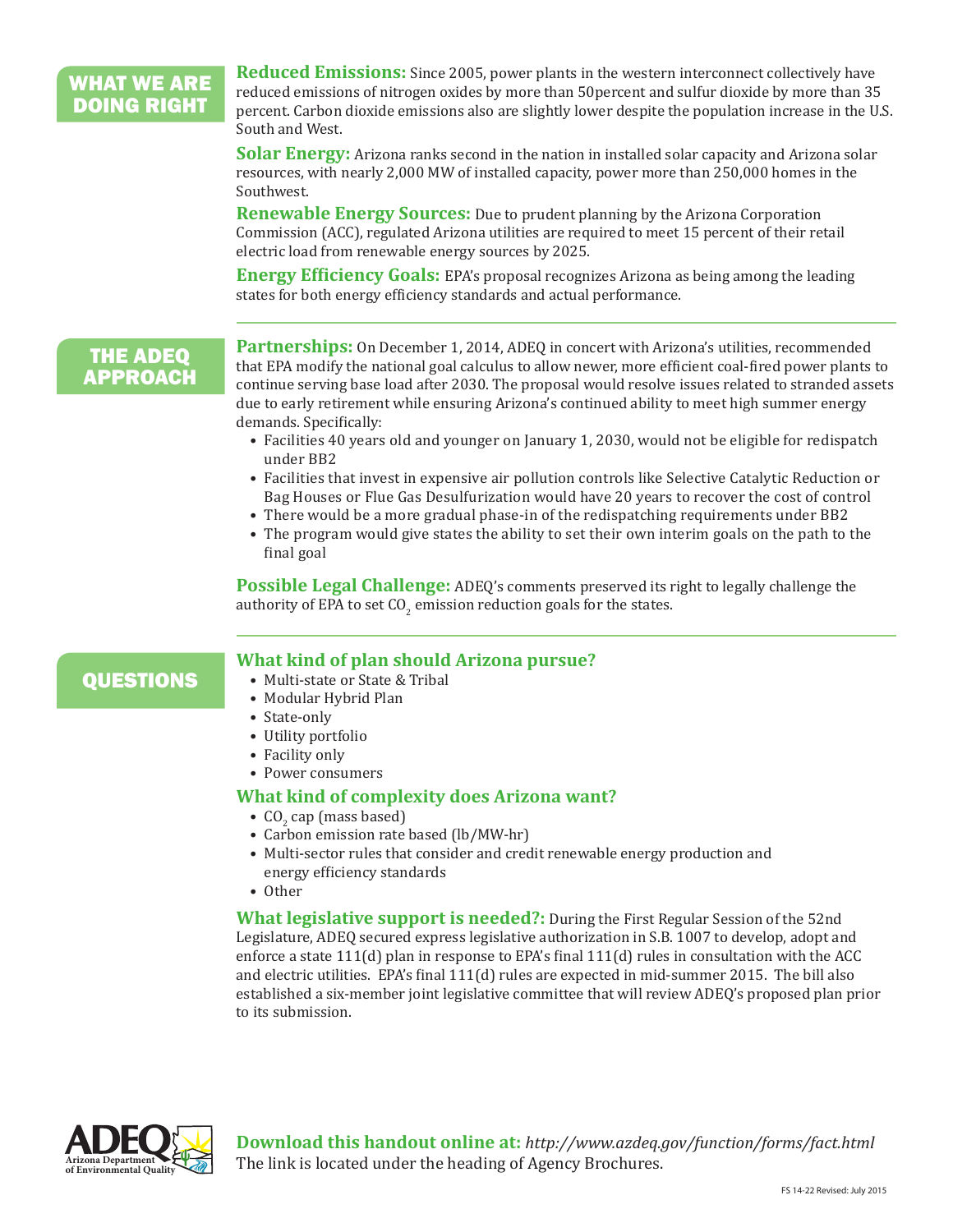## WHAT WE ARE DOING RIGHT

**Reduced Emissions:** Since 2005, power plants in the western interconnect collectively have reduced emissions of nitrogen oxides by more than 50percent and sulfur dioxide by more than 35 percent. Carbon dioxide emissions also are slightly lower despite the population increase in the U.S. South and West.

**Solar Energy:** Arizona ranks second in the nation in installed solar capacity and Arizona solar resources, with nearly 2,000 MW of installed capacity, power more than 250,000 homes in the Southwest.

**Renewable Energy Sources:** Due to prudent planning by the Arizona Corporation Commission (ACC), regulated Arizona utilities are required to meet 15 percent of their retail electric load from renewable energy sources by 2025.

**Energy Efficiency Goals:** EPA's proposal recognizes Arizona as being among the leading states for both energy efficiency standards and actual performance.

---

## THE ADEQ APPROACH

**Partnerships:** On December 1, 2014, ADEQ in concert with Arizona's utilities, recommended that EPA modify the national goal calculus to allow newer, more efficient coal-fired power plants to continue serving base load after 2030. The proposal would resolve issues related to stranded assets due to early retirement while ensuring Arizona's continued ability to meet high summer energy demands. Specifically:

- Facilities 40 years old and younger on January 1, 2030, would not be eligible for redispatch under BB2
- Facilities that invest in expensive air pollution controls like Selective Catalytic Reduction or Bag Houses or Flue Gas Desulfurization would have 20 years to recover the cost of control
- There would be a more gradual phase-in of the redispatching requirements under BB2
- The program would give states the ability to set their own interim goals on the path to the final goal

**Possible Legal Challenge:** ADEQ's comments preserved its right to legally challenge the authority of EPA to set $CO_2$ emission reduction goals for the states.

---

## QUESTIONS

### What kind of plan should Arizona pursue?

- Multi-state or State & Tribal
- Modular Hybrid Plan
- State-only
- Utility portfolio
- Facility only
- Power consumers

### What kind of complexity does Arizona want?

- $CO_2$ cap (mass based)
- Carbon emission rate based (lb/MW-hr)
- Multi-sector rules that consider and credit renewable energy production and energy efficiency standards
- Other

**What legislative support is needed?:** During the First Regular Session of the 52nd Legislature, ADEQ secured express legislative authorization in S.B. 1007 to develop, adopt and enforce a state 111(d) plan in response to EPA's final 111(d) rules in consultation with the ACC and electric utilities. EPA's final 111(d) rules are expected in mid-summer 2015. The bill also established a six-member joint legislative committee that will review ADEQ's proposed plan prior to its submission.

ADEQ Arizona Department of Environmental Quality

**Download this handout online at:** *http://www.azdeq.gov/function/forms/fact.html*
The link is located under the heading of Agency Brochures.

FS 14-22 Revised: July 2015